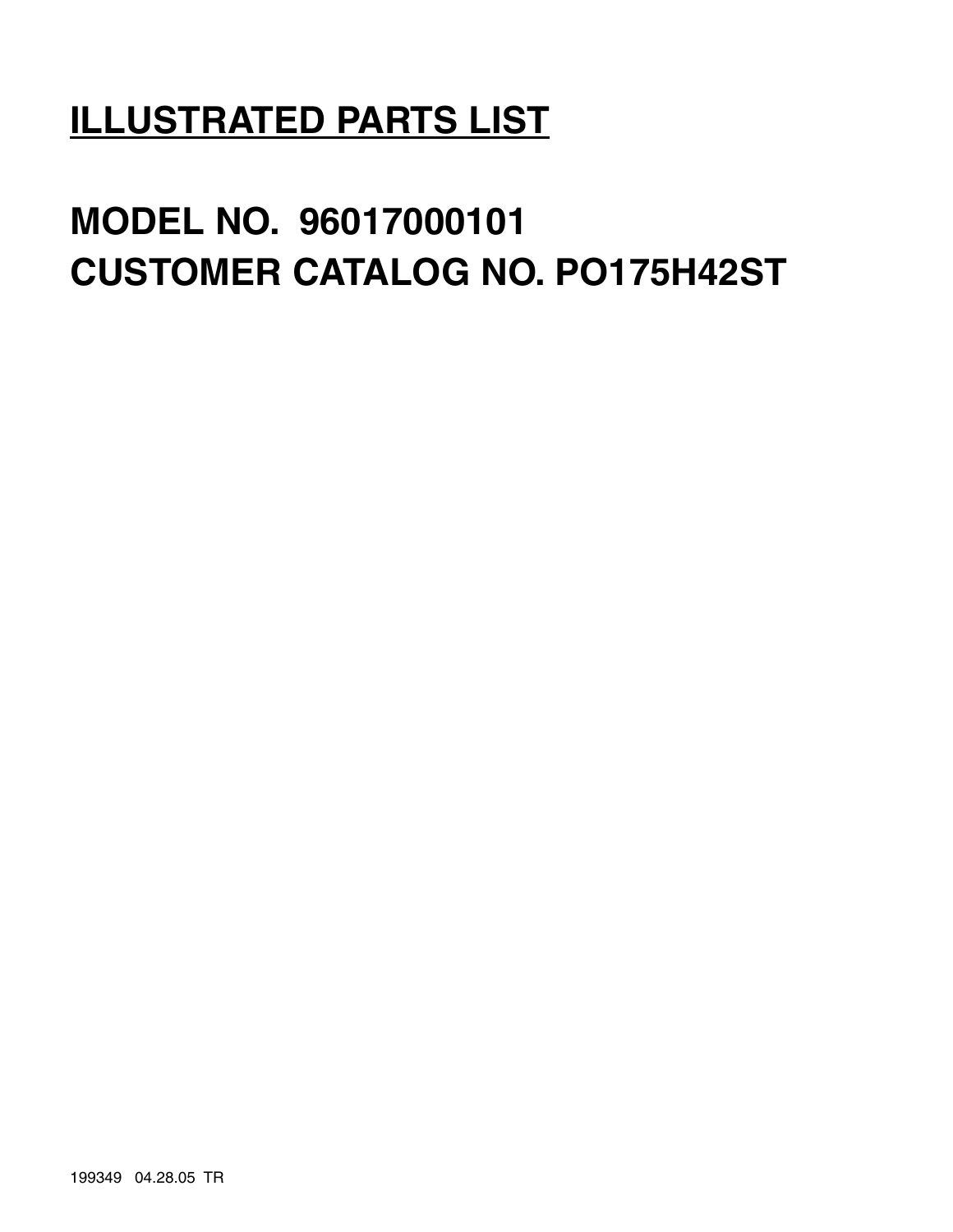# ILLUSTRATED PARTS LIST

# MODEL NO. 96017000101
# CUSTOMER CATALOG NO. PO175H42ST

199349 04.28.05 TR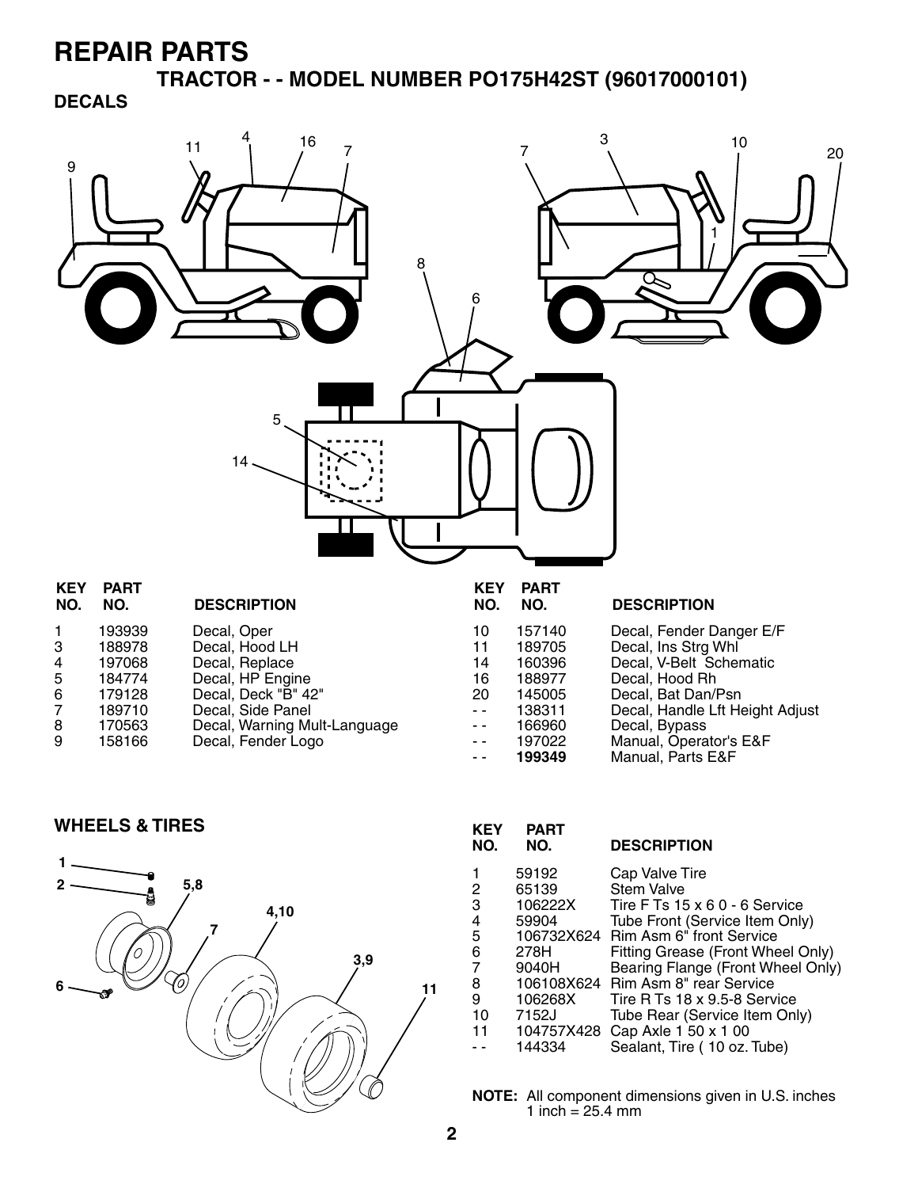# REPAIR PARTS

## TRACTOR - - MODEL NUMBER PO175H42ST (96017000101)

### DECALS

| KEY NO. | PART NO. | DESCRIPTION |
|---|---|---|
| 1 | 193939 | Decal, Oper |
| 3 | 188978 | Decal, Hood LH |
| 4 | 197068 | Decal, Replace |
| 5 | 184774 | Decal, HP Engine |
| 6 | 179128 | Decal, Deck "B" 42" |
| 7 | 189710 | Decal, Side Panel |
| 8 | 170563 | Decal, Warning Mult-Language |
| 9 | 158166 | Decal, Fender Logo |
| 10 | 157140 | Decal, Fender Danger E/F |
| 11 | 189705 | Decal, Ins Strg Whl |
| 14 | 160396 | Decal, V-Belt Schematic |
| 16 | 188977 | Decal, Hood Rh |
| 20 | 145005 | Decal, Bat Dan/Psn |
| - - | 138311 | Decal, Handle Lft Height Adjust |
| - - | 166960 | Decal, Bypass |
| - - | 197022 | Manual, Operator's E&F |
| - - | **199349** | Manual, Parts E&F |

### WHEELS & TIRES

| KEY NO. | PART NO. | DESCRIPTION |
|---|---|---|
| 1 | 59192 | Cap Valve Tire |
| 2 | 65139 | Stem Valve |
| 3 | 106222X | Tire F Ts 15 x 6 0 - 6 Service |
| 4 | 59904 | Tube Front (Service Item Only) |
| 5 | 106732X624 | Rim Asm 6" front Service |
| 6 | 278H | Fitting Grease (Front Wheel Only) |
| 7 | 9040H | Bearing Flange (Front Wheel Only) |
| 8 | 106108X624 | Rim Asm 8" rear Service |
| 9 | 106268X | Tire R Ts 18 x 9.5-8 Service |
| 10 | 7152J | Tube Rear (Service Item Only) |
| 11 | 104757X428 | Cap Axle 1 50 x 1 00 |
| - - | 144334 | Sealant, Tire ( 10 oz. Tube) |

**NOTE:** All component dimensions given in U.S. inches
1 inch = 25.4 mm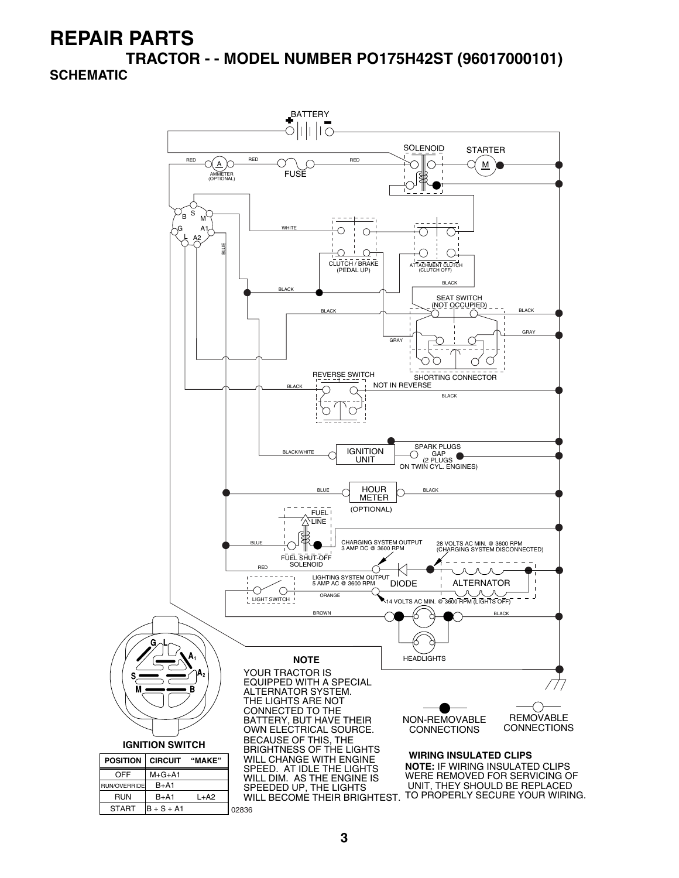# REPAIR PARTS

## TRACTOR - - MODEL NUMBER PO175H42ST (96017000101)

### SCHEMATIC

BATTERY

SOLENOID

STARTER

RED

RED

RED

AMMETER (OPTIONAL)

FUSE

WHITE

BLUE

CLUTCH / BRAKE (PEDAL UP)

ATTACHMENT CLUTCH (CLUTCH OFF)

BLACK

BLACK

SEAT SWITCH (NOT OCCUPIED)

BLACK

BLACK

GRAY

GRAY

SHORTING CONNECTOR

REVERSE SWITCH

BLACK

NOT IN REVERSE

BLACK

BLACK/WHITE

IGNITION UNIT

SPARK PLUGS GAP (2 PLUGS ON TWIN CYL. ENGINES)

BLUE

HOUR METER

BLACK

(OPTIONAL)

FUEL LINE

BLUE

FUEL SHUT-OFF SOLENOID

CHARGING SYSTEM OUTPUT 3 AMP DC @ 3600 RPM

28 VOLTS AC MIN. @ 3600 RPM (CHARGING SYSTEM DISCONNECTED)

RED

LIGHTING SYSTEM OUTPUT 5 AMP AC @ 3600 RPM

DIODE

ALTERNATOR

LIGHT SWITCH

ORANGE

14 VOLTS AC MIN. @ 3600 RPM (LIGHTS OFF)

BROWN

BLACK

HEADLIGHTS

**IGNITION SWITCH**

| POSITION | CIRCUIT | "MAKE" |
|---|---|---|
| OFF | M+G+A1 | |
| RUN/OVERRIDE | B+A1 | |
| RUN | B+A1 | L+A2 |
| START | B + S + A1 | |

**NOTE**

YOUR TRACTOR IS EQUIPPED WITH A SPECIAL ALTERNATOR SYSTEM. THE LIGHTS ARE NOT CONNECTED TO THE BATTERY, BUT HAVE THEIR OWN ELECTRICAL SOURCE. BECAUSE OF THIS, THE BRIGHTNESS OF THE LIGHTS WILL CHANGE WITH ENGINE SPEED. AT IDLE THE LIGHTS WILL DIM. AS THE ENGINE IS SPEEDED UP, THE LIGHTS WILL BECOME THEIR BRIGHTEST.

NON-REMOVABLE CONNECTIONS

REMOVABLE CONNECTIONS

**WIRING INSULATED CLIPS**

**NOTE:** IF WIRING INSULATED CLIPS WERE REMOVED FOR SERVICING OF UNIT, THEY SHOULD BE REPLACED TO PROPERLY SECURE YOUR WIRING.

02836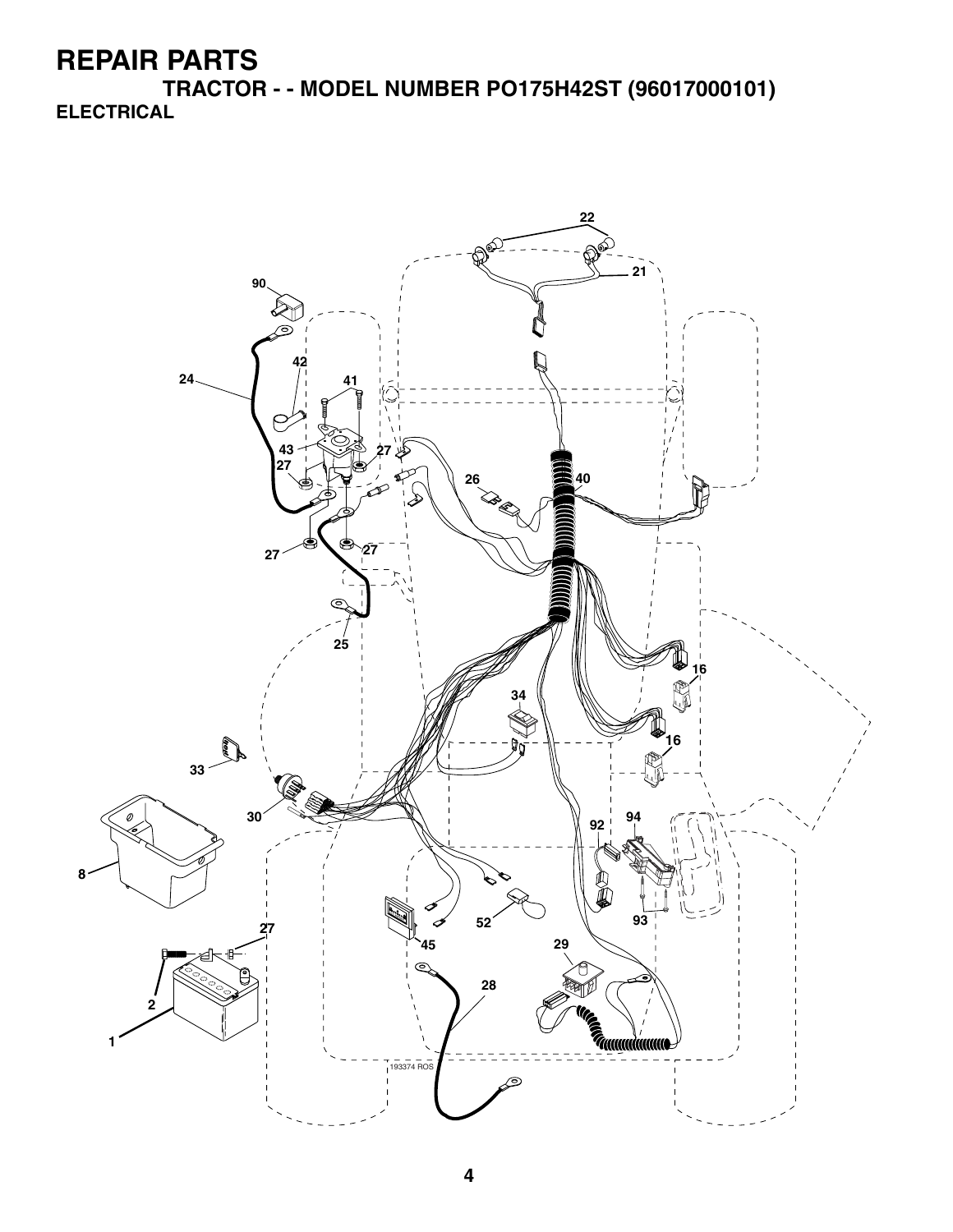# REPAIR PARTS

## TRACTOR - - MODEL NUMBER PO175H42ST (96017000101)

### ELECTRICAL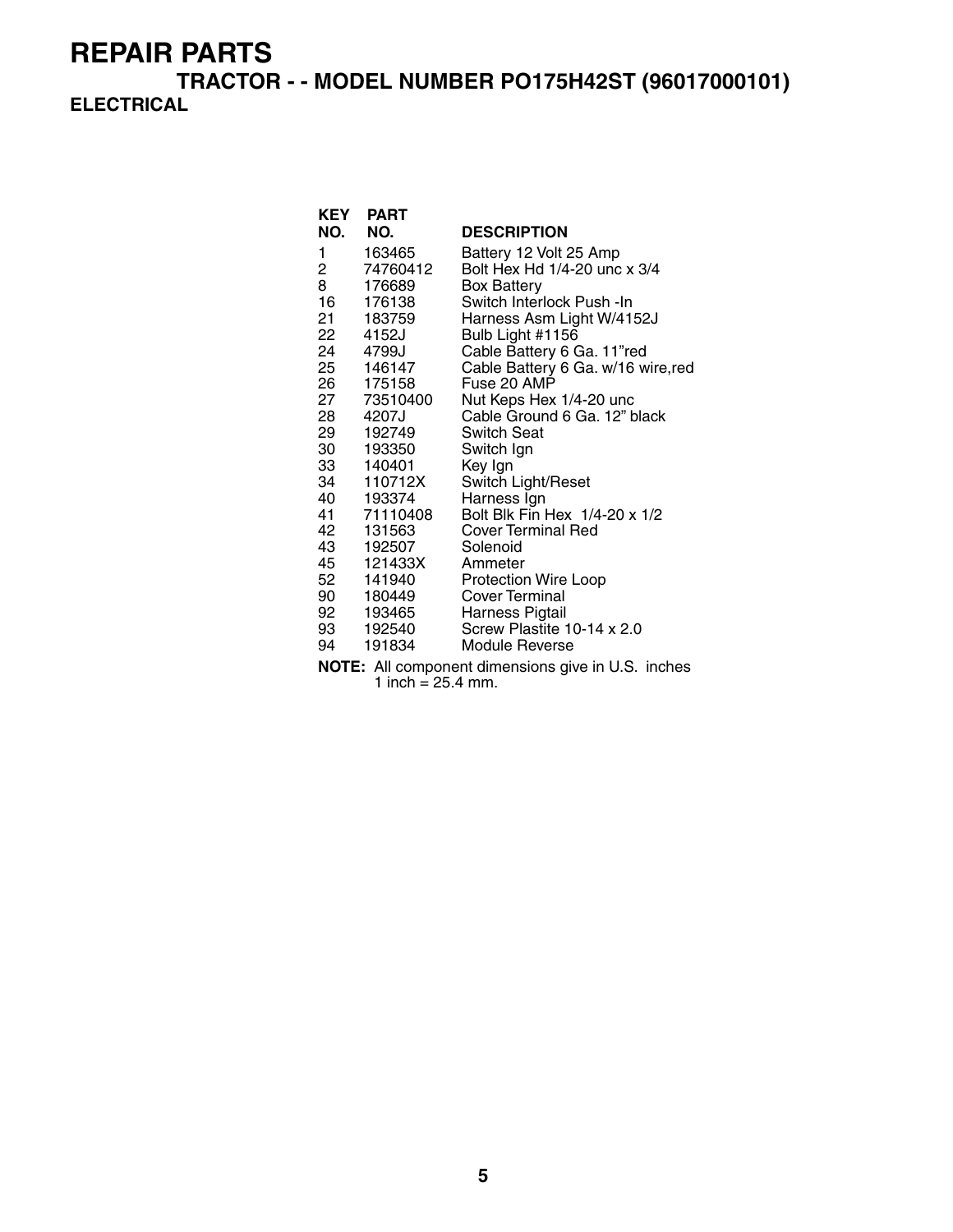# REPAIR PARTS

## TRACTOR - - MODEL NUMBER PO175H42ST (96017000101)

### ELECTRICAL

| KEY NO. | PART NO. | DESCRIPTION |
|---|---|---|
| 1 | 163465 | Battery 12 Volt 25 Amp |
| 2 | 74760412 | Bolt Hex Hd 1/4-20 unc x 3/4 |
| 8 | 176689 | Box Battery |
| 16 | 176138 | Switch Interlock Push -In |
| 21 | 183759 | Harness Asm Light W/4152J |
| 22 | 4152J | Bulb Light #1156 |
| 24 | 4799J | Cable Battery 6 Ga. 11"red |
| 25 | 146147 | Cable Battery 6 Ga. w/16 wire,red |
| 26 | 175158 | Fuse 20 AMP |
| 27 | 73510400 | Nut Keps Hex 1/4-20 unc |
| 28 | 4207J | Cable Ground 6 Ga. 12" black |
| 29 | 192749 | Switch Seat |
| 30 | 193350 | Switch Ign |
| 33 | 140401 | Key Ign |
| 34 | 110712X | Switch Light/Reset |
| 40 | 193374 | Harness Ign |
| 41 | 71110408 | Bolt Blk Fin Hex 1/4-20 x 1/2 |
| 42 | 131563 | Cover Terminal Red |
| 43 | 192507 | Solenoid |
| 45 | 121433X | Ammeter |
| 52 | 141940 | Protection Wire Loop |
| 90 | 180449 | Cover Terminal |
| 92 | 193465 | Harness Pigtail |
| 93 | 192540 | Screw Plastite 10-14 x 2.0 |
| 94 | 191834 | Module Reverse |

**NOTE:** All component dimensions give in U.S. inches
1 inch = 25.4 mm.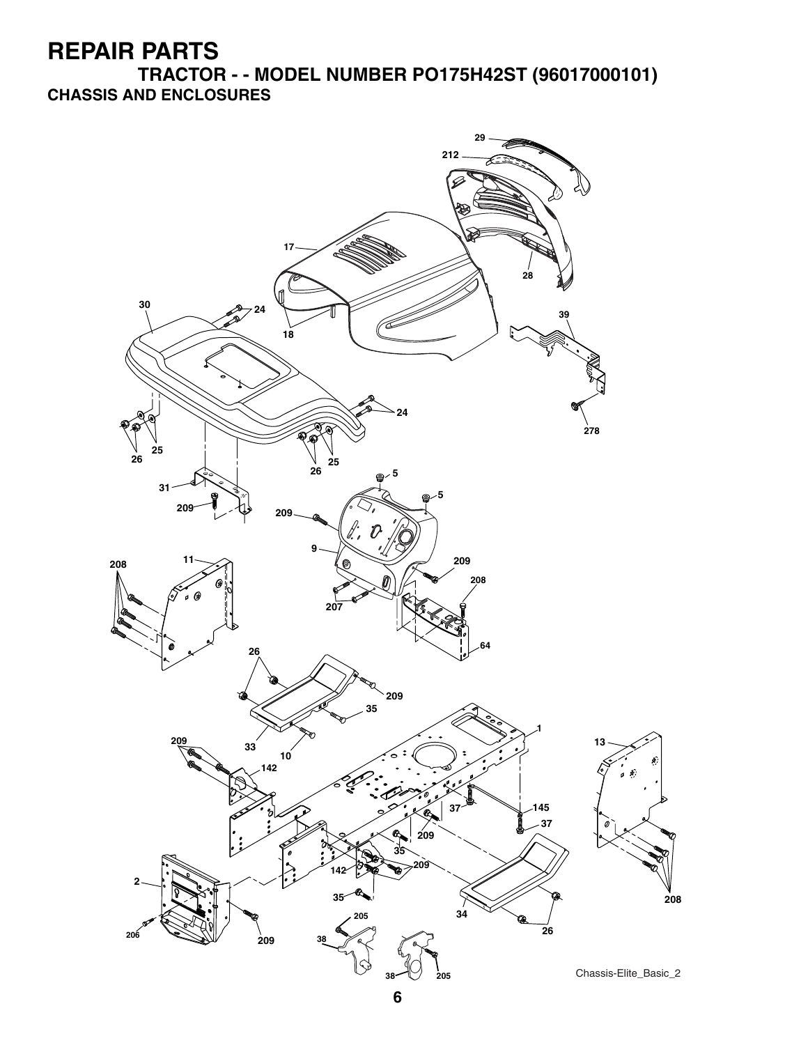# REPAIR PARTS

## TRACTOR - - MODEL NUMBER PO175H42ST (96017000101)

### CHASSIS AND ENCLOSURES

Chassis-Elite_Basic_2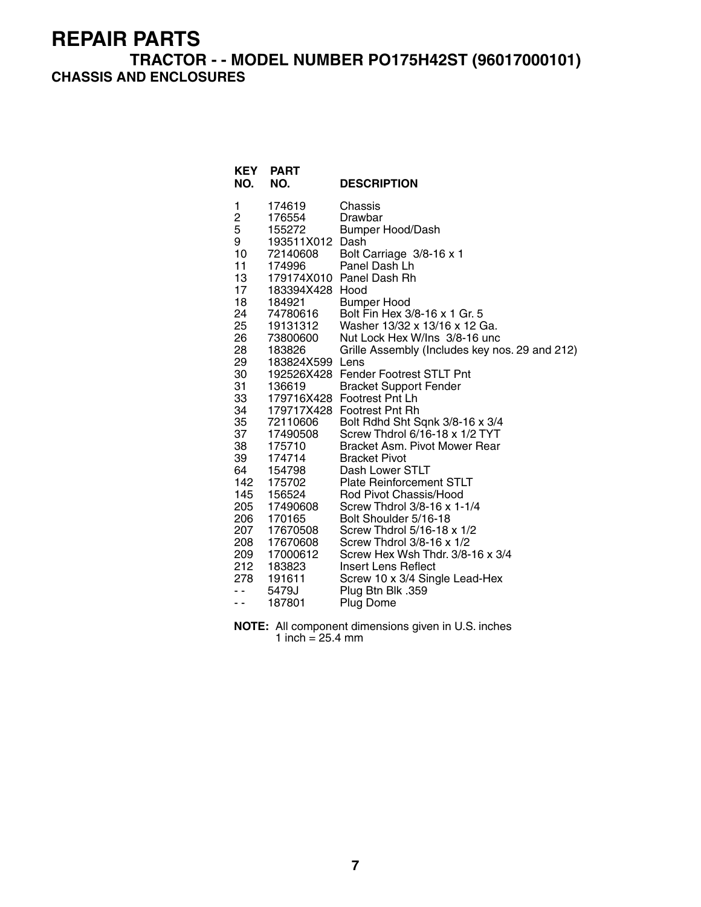# REPAIR PARTS

## TRACTOR - - MODEL NUMBER PO175H42ST (96017000101)

### CHASSIS AND ENCLOSURES

| KEY NO. | PART NO. | DESCRIPTION |
|---|---|---|
| 1 | 174619 | Chassis |
| 2 | 176554 | Drawbar |
| 5 | 155272 | Bumper Hood/Dash |
| 9 | 193511X012 | Dash |
| 10 | 72140608 | Bolt Carriage 3/8-16 x 1 |
| 11 | 174996 | Panel Dash Lh |
| 13 | 179174X010 | Panel Dash Rh |
| 17 | 183394X428 | Hood |
| 18 | 184921 | Bumper Hood |
| 24 | 74780616 | Bolt Fin Hex 3/8-16 x 1 Gr. 5 |
| 25 | 19131312 | Washer 13/32 x 13/16 x 12 Ga. |
| 26 | 73800600 | Nut Lock Hex W/Ins 3/8-16 unc |
| 28 | 183826 | Grille Assembly (Includes key nos. 29 and 212) |
| 29 | 183824X599 | Lens |
| 30 | 192526X428 | Fender Footrest STLT Pnt |
| 31 | 136619 | Bracket Support Fender |
| 33 | 179716X428 | Footrest Pnt Lh |
| 34 | 179717X428 | Footrest Pnt Rh |
| 35 | 72110606 | Bolt Rdhd Sht Sqnk 3/8-16 x 3/4 |
| 37 | 17490508 | Screw Thdrol 6/16-18 x 1/2 TYT |
| 38 | 175710 | Bracket Asm. Pivot Mower Rear |
| 39 | 174714 | Bracket Pivot |
| 64 | 154798 | Dash Lower STLT |
| 142 | 175702 | Plate Reinforcement STLT |
| 145 | 156524 | Rod Pivot Chassis/Hood |
| 205 | 17490608 | Screw Thdrol 3/8-16 x 1-1/4 |
| 206 | 170165 | Bolt Shoulder 5/16-18 |
| 207 | 17670508 | Screw Thdrol 5/16-18 x 1/2 |
| 208 | 17670608 | Screw Thdrol 3/8-16 x 1/2 |
| 209 | 17000612 | Screw Hex Wsh Thdr. 3/8-16 x 3/4 |
| 212 | 183823 | Insert Lens Reflect |
| 278 | 191611 | Screw 10 x 3/4 Single Lead-Hex |
| - - | 5479J | Plug Btn Blk .359 |
| - - | 187801 | Plug Dome |

**NOTE:** All component dimensions given in U.S. inches
1 inch = 25.4 mm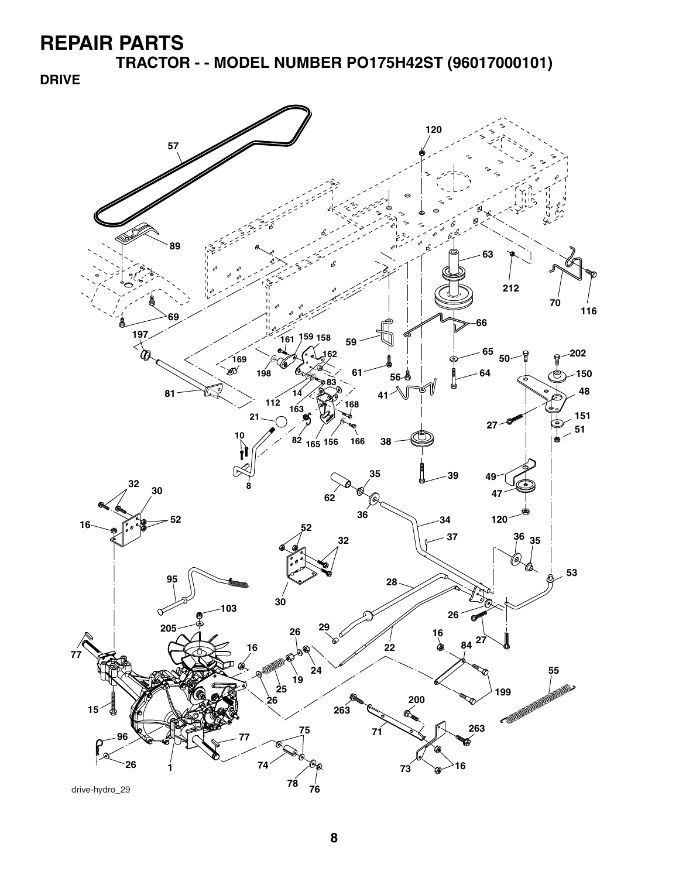# REPAIR PARTS

## TRACTOR - - MODEL NUMBER PO175H42ST (96017000101)

### DRIVE

drive-hydro_29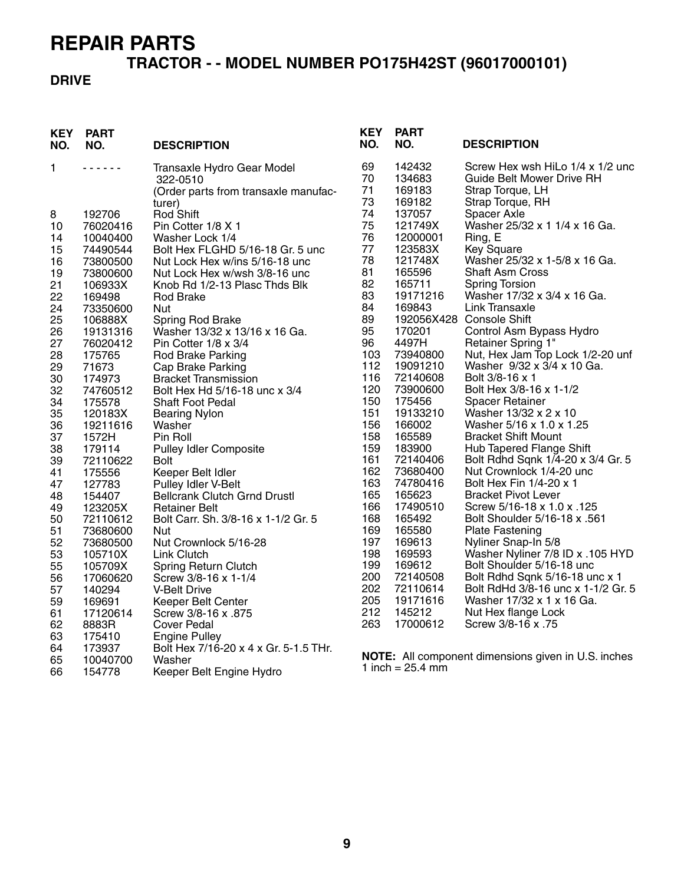# REPAIR PARTS

## TRACTOR - - MODEL NUMBER PO175H42ST (96017000101)

### DRIVE

| KEY NO. | PART NO. | DESCRIPTION |
|---|---|---|
| 1 | - - - - - - | Transaxle Hydro Gear Model 322-0510 (Order parts from transaxle manufacturer) |
| 8 | 192706 | Rod Shift |
| 10 | 76020416 | Pin Cotter 1/8 X 1 |
| 14 | 10040400 | Washer Lock 1/4 |
| 15 | 74490544 | Bolt Hex FLGHD 5/16-18 Gr. 5 unc |
| 16 | 73800500 | Nut Lock Hex w/ins 5/16-18 unc |
| 19 | 73800600 | Nut Lock Hex w/wsh 3/8-16 unc |
| 21 | 106933X | Knob Rd 1/2-13 Plasc Thds Blk |
| 22 | 169498 | Rod Brake |
| 24 | 73350600 | Nut |
| 25 | 106888X | Spring Rod Brake |
| 26 | 19131316 | Washer 13/32 x 13/16 x 16 Ga. |
| 27 | 76020412 | Pin Cotter 1/8 x 3/4 |
| 28 | 175765 | Rod Brake Parking |
| 29 | 71673 | Cap Brake Parking |
| 30 | 174973 | Bracket Transmission |
| 32 | 74760512 | Bolt Hex Hd 5/16-18 unc x 3/4 |
| 34 | 175578 | Shaft Foot Pedal |
| 35 | 120183X | Bearing Nylon |
| 36 | 19211616 | Washer |
| 37 | 1572H | Pin Roll |
| 38 | 179114 | Pulley Idler Composite |
| 39 | 72110622 | Bolt |
| 41 | 175556 | Keeper Belt Idler |
| 47 | 127783 | Pulley Idler V-Belt |
| 48 | 154407 | Bellcrank Clutch Grnd Drustl |
| 49 | 123205X | Retainer Belt |
| 50 | 72110612 | Bolt Carr. Sh. 3/8-16 x 1-1/2 Gr. 5 |
| 51 | 73680600 | Nut |
| 52 | 73680500 | Nut Crownlock 5/16-28 |
| 53 | 105710X | Link Clutch |
| 55 | 105709X | Spring Return Clutch |
| 56 | 17060620 | Screw 3/8-16 x 1-1/4 |
| 57 | 140294 | V-Belt Drive |
| 59 | 169691 | Keeper Belt Center |
| 61 | 17120614 | Screw 3/8-16 x .875 |
| 62 | 8883R | Cover Pedal |
| 63 | 175410 | Engine Pulley |
| 64 | 173937 | Bolt Hex 7/16-20 x 4 x Gr. 5-1.5 THr. |
| 65 | 10040700 | Washer |
| 66 | 154778 | Keeper Belt Engine Hydro |
| 69 | 142432 | Screw Hex wsh HiLo 1/4 x 1/2 unc |
| 70 | 134683 | Guide Belt Mower Drive RH |
| 71 | 169183 | Strap Torque, LH |
| 73 | 169182 | Strap Torque, RH |
| 74 | 137057 | Spacer Axle |
| 75 | 121749X | Washer 25/32 x 1 1/4 x 16 Ga. |
| 76 | 12000001 | Ring, E |
| 77 | 123583X | Key Square |
| 78 | 121748X | Washer 25/32 x 1-5/8 x 16 Ga. |
| 81 | 165596 | Shaft Asm Cross |
| 82 | 165711 | Spring Torsion |
| 83 | 19171216 | Washer 17/32 x 3/4 x 16 Ga. |
| 84 | 169843 | Link Transaxle |
| 89 | 192056X428 | Console Shift |
| 95 | 170201 | Control Asm Bypass Hydro |
| 96 | 4497H | Retainer Spring 1" |
| 103 | 73940800 | Nut, Hex Jam Top Lock 1/2-20 unf |
| 112 | 19091210 | Washer 9/32 x 3/4 x 10 Ga. |
| 116 | 72140608 | Bolt 3/8-16 x 1 |
| 120 | 73900600 | Bolt Hex 3/8-16 x 1-1/2 |
| 150 | 175456 | Spacer Retainer |
| 151 | 19133210 | Washer 13/32 x 2 x 10 |
| 156 | 166002 | Washer 5/16 x 1.0 x 1.25 |
| 158 | 165589 | Bracket Shift Mount |
| 159 | 183900 | Hub Tapered Flange Shift |
| 161 | 72140406 | Bolt Rdhd Sqnk 1/4-20 x 3/4 Gr. 5 |
| 162 | 73680400 | Nut Crownlock 1/4-20 unc |
| 163 | 74780416 | Bolt Hex Fin 1/4-20 x 1 |
| 165 | 165623 | Bracket Pivot Lever |
| 166 | 17490510 | Screw 5/16-18 x 1.0 x .125 |
| 168 | 165492 | Bolt Shoulder 5/16-18 x .561 |
| 169 | 165580 | Plate Fastening |
| 197 | 169613 | Nyliner Snap-In 5/8 |
| 198 | 169593 | Washer Nyliner 7/8 ID x .105 HYD |
| 199 | 169612 | Bolt Shoulder 5/16-18 unc |
| 200 | 72140508 | Bolt Rdhd Sqnk 5/16-18 unc x 1 |
| 202 | 72110614 | Bolt RdHd 3/8-16 unc x 1-1/2 Gr. 5 |
| 205 | 19171616 | Washer 17/32 x 1 x 16 Ga. |
| 212 | 145212 | Nut Hex flange Lock |
| 263 | 17000612 | Screw 3/8-16 x .75 |

**NOTE:** All component dimensions given in U.S. inches
1 inch = 25.4 mm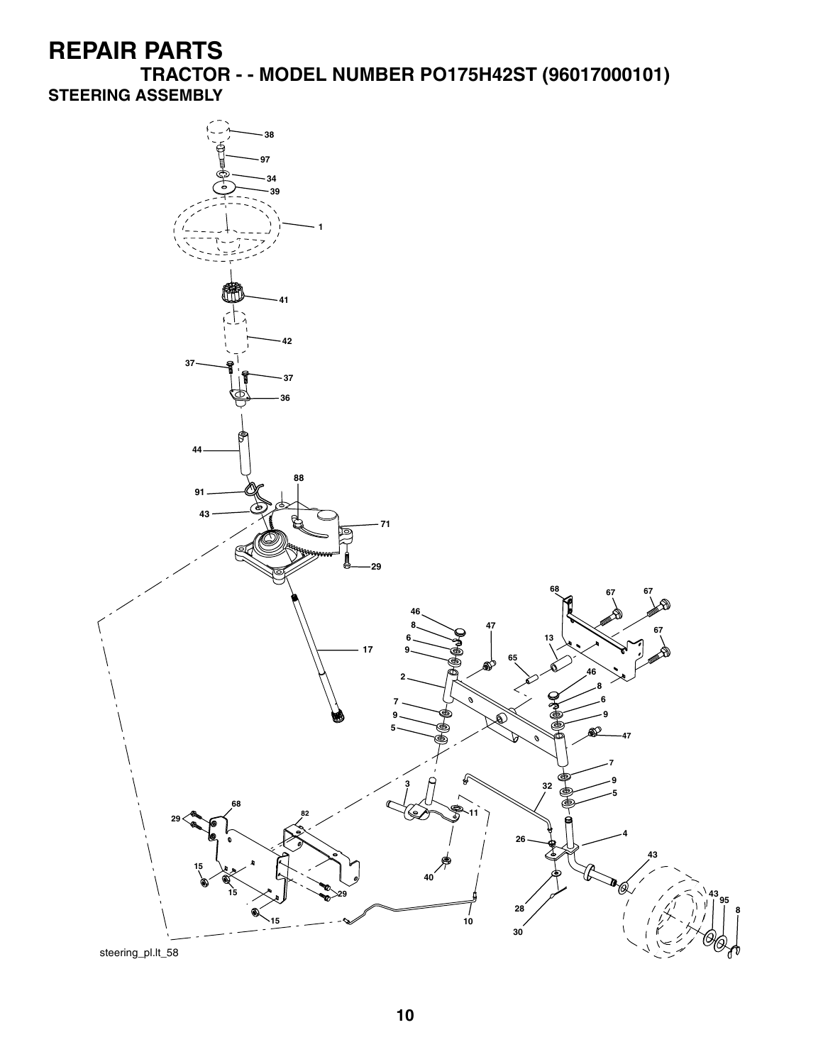# REPAIR PARTS

## TRACTOR - - MODEL NUMBER PO175H42ST (96017000101)

### STEERING ASSEMBLY

steering_pl.lt_58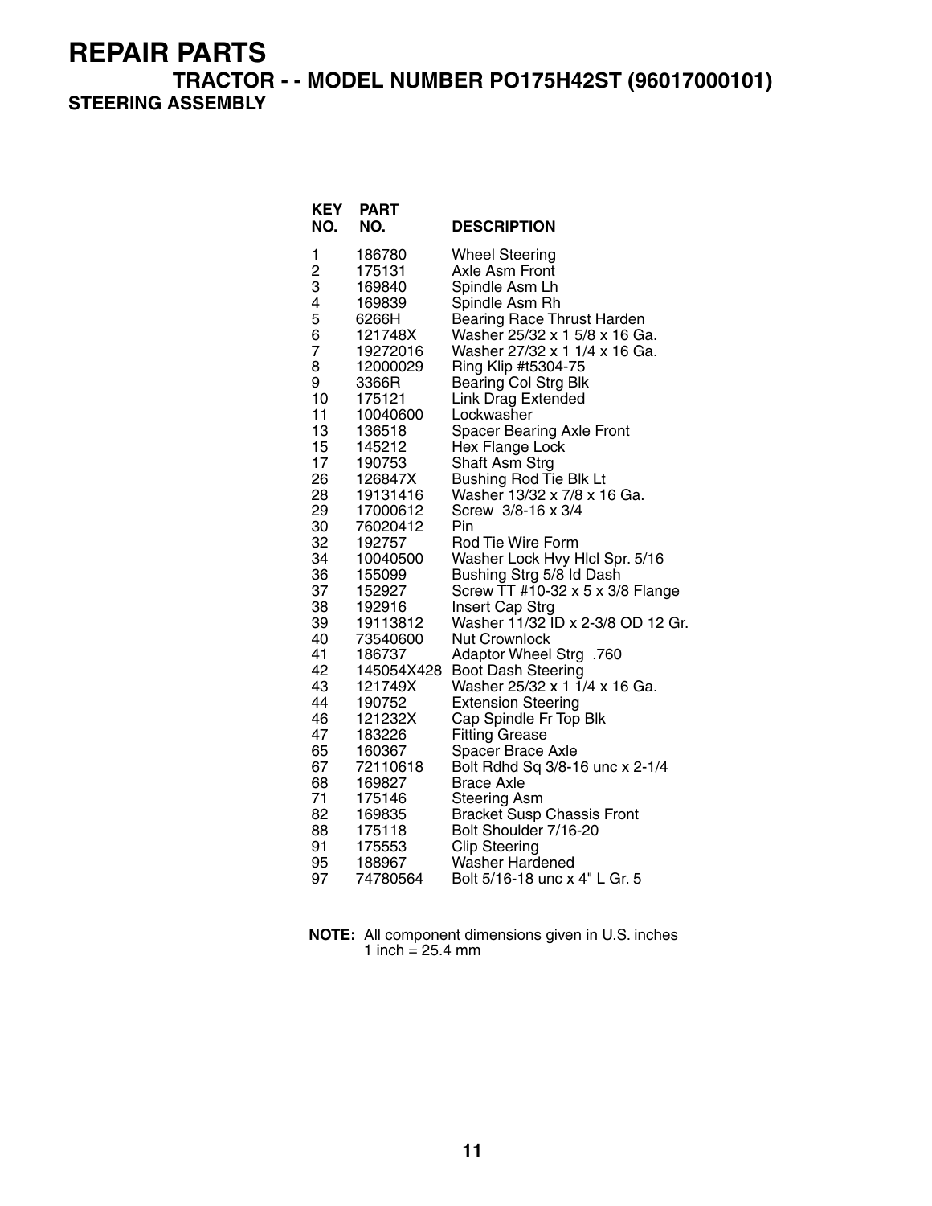# REPAIR PARTS

## TRACTOR - - MODEL NUMBER PO175H42ST (96017000101)

### STEERING ASSEMBLY

| KEY NO. | PART NO. | DESCRIPTION |
|---|---|---|
| 1 | 186780 | Wheel Steering |
| 2 | 175131 | Axle Asm Front |
| 3 | 169840 | Spindle Asm Lh |
| 4 | 169839 | Spindle Asm Rh |
| 5 | 6266H | Bearing Race Thrust Harden |
| 6 | 121748X | Washer 25/32 x 1 5/8 x 16 Ga. |
| 7 | 19272016 | Washer 27/32 x 1 1/4 x 16 Ga. |
| 8 | 12000029 | Ring Klip #t5304-75 |
| 9 | 3366R | Bearing Col Strg Blk |
| 10 | 175121 | Link Drag Extended |
| 11 | 10040600 | Lockwasher |
| 13 | 136518 | Spacer Bearing Axle Front |
| 15 | 145212 | Hex Flange Lock |
| 17 | 190753 | Shaft Asm Strg |
| 26 | 126847X | Bushing Rod Tie Blk Lt |
| 28 | 19131416 | Washer 13/32 x 7/8 x 16 Ga. |
| 29 | 17000612 | Screw 3/8-16 x 3/4 |
| 30 | 76020412 | Pin |
| 32 | 192757 | Rod Tie Wire Form |
| 34 | 10040500 | Washer Lock Hvy Hlcl Spr. 5/16 |
| 36 | 155099 | Bushing Strg 5/8 Id Dash |
| 37 | 152927 | Screw TT #10-32 x 5 x 3/8 Flange |
| 38 | 192916 | Insert Cap Strg |
| 39 | 19113812 | Washer 11/32 ID x 2-3/8 OD 12 Gr. |
| 40 | 73540600 | Nut Crownlock |
| 41 | 186737 | Adaptor Wheel Strg .760 |
| 42 | 145054X428 | Boot Dash Steering |
| 43 | 121749X | Washer 25/32 x 1 1/4 x 16 Ga. |
| 44 | 190752 | Extension Steering |
| 46 | 121232X | Cap Spindle Fr Top Blk |
| 47 | 183226 | Fitting Grease |
| 65 | 160367 | Spacer Brace Axle |
| 67 | 72110618 | Bolt Rdhd Sq 3/8-16 unc x 2-1/4 |
| 68 | 169827 | Brace Axle |
| 71 | 175146 | Steering Asm |
| 82 | 169835 | Bracket Susp Chassis Front |
| 88 | 175118 | Bolt Shoulder 7/16-20 |
| 91 | 175553 | Clip Steering |
| 95 | 188967 | Washer Hardened |
| 97 | 74780564 | Bolt 5/16-18 unc x 4" L Gr. 5 |

**NOTE:** All component dimensions given in U.S. inches
1 inch = 25.4 mm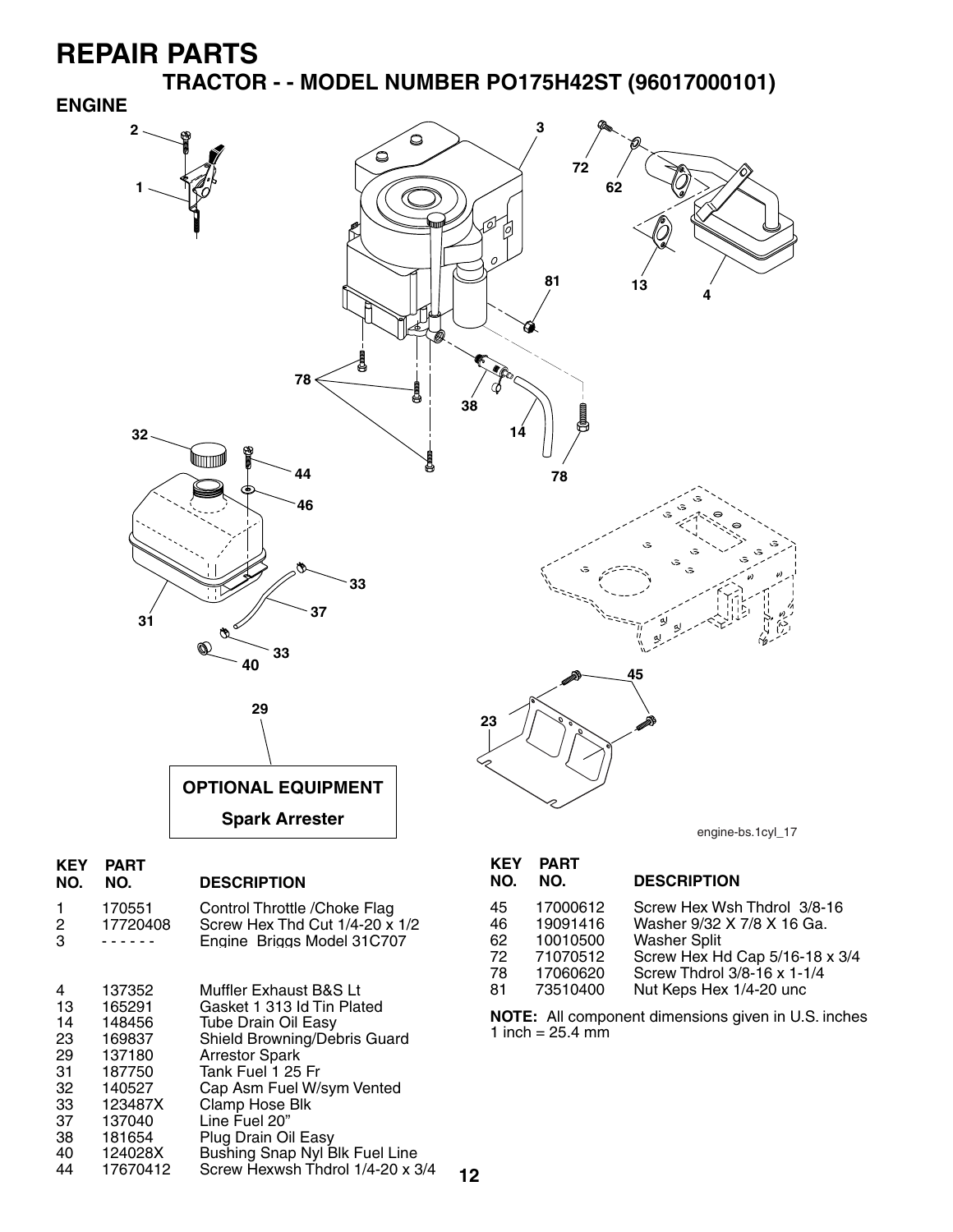# REPAIR PARTS

## TRACTOR - - MODEL NUMBER PO175H42ST (96017000101)

### ENGINE

**OPTIONAL EQUIPMENT**

**Spark Arrester**

engine-bs.1cyl_17

| KEY NO. | PART NO. | DESCRIPTION |
|---|---|---|
| 1 | 170551 | Control Throttle /Choke Flag |
| 2 | 17720408 | Screw Hex Thd Cut 1/4-20 x 1/2 |
| 3 | - - - - - - | Engine Briggs Model 31C707 |
| 4 | 137352 | Muffler Exhaust B&S Lt |
| 13 | 165291 | Gasket 1 313 Id Tin Plated |
| 14 | 148456 | Tube Drain Oil Easy |
| 23 | 169837 | Shield Browning/Debris Guard |
| 29 | 137180 | Arrestor Spark |
| 31 | 187750 | Tank Fuel 1 25 Fr |
| 32 | 140527 | Cap Asm Fuel W/sym Vented |
| 33 | 123487X | Clamp Hose Blk |
| 37 | 137040 | Line Fuel 20" |
| 38 | 181654 | Plug Drain Oil Easy |
| 40 | 124028X | Bushing Snap Nyl Blk Fuel Line |
| 44 | 17670412 | Screw Hexwsh Thdrol 1/4-20 x 3/4 |
| 45 | 17000612 | Screw Hex Wsh Thdrol 3/8-16 |
| 46 | 19091416 | Washer 9/32 X 7/8 X 16 Ga. |
| 62 | 10010500 | Washer Split |
| 72 | 71070512 | Screw Hex Hd Cap 5/16-18 x 3/4 |
| 78 | 17060620 | Screw Thdrol 3/8-16 x 1-1/4 |
| 81 | 73510400 | Nut Keps Hex 1/4-20 unc |

**NOTE:** All component dimensions given in U.S. inches
1 inch = 25.4 mm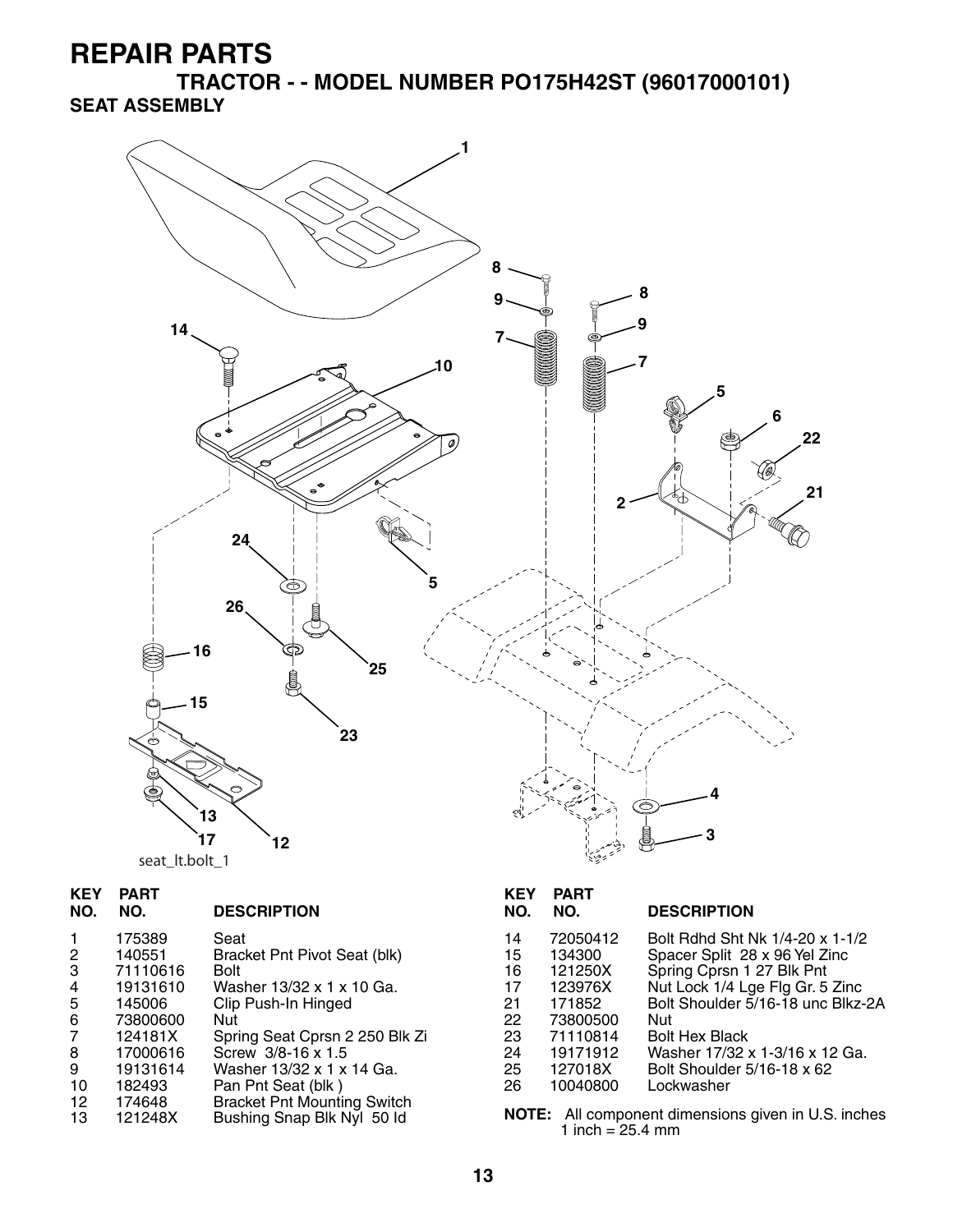# REPAIR PARTS

## TRACTOR - - MODEL NUMBER PO175H42ST (96017000101)

### SEAT ASSEMBLY

seat_lt.bolt_1

| KEY NO. | PART NO. | DESCRIPTION |
|---|---|---|
| 1 | 175389 | Seat |
| 2 | 140551 | Bracket Pnt Pivot Seat (blk) |
| 3 | 71110616 | Bolt |
| 4 | 19131610 | Washer 13/32 x 1 x 10 Ga. |
| 5 | 145006 | Clip Push-In Hinged |
| 6 | 73800600 | Nut |
| 7 | 124181X | Spring Seat Cprsn 2 250 Blk Zi |
| 8 | 17000616 | Screw 3/8-16 x 1.5 |
| 9 | 19131614 | Washer 13/32 x 1 x 14 Ga. |
| 10 | 182493 | Pan Pnt Seat (blk ) |
| 12 | 174648 | Bracket Pnt Mounting Switch |
| 13 | 121248X | Bushing Snap Blk Nyl 50 Id |
| 14 | 72050412 | Bolt Rdhd Sht Nk 1/4-20 x 1-1/2 |
| 15 | 134300 | Spacer Split 28 x 96 Yel Zinc |
| 16 | 121250X | Spring Cprsn 1 27 Blk Pnt |
| 17 | 123976X | Nut Lock 1/4 Lge Flg Gr. 5 Zinc |
| 21 | 171852 | Bolt Shoulder 5/16-18 unc Blkz-2A |
| 22 | 73800500 | Nut |
| 23 | 71110814 | Bolt Hex Black |
| 24 | 19171912 | Washer 17/32 x 1-3/16 x 12 Ga. |
| 25 | 127018X | Bolt Shoulder 5/16-18 x 62 |
| 26 | 10040800 | Lockwasher |

**NOTE:** All component dimensions given in U.S. inches
1 inch = 25.4 mm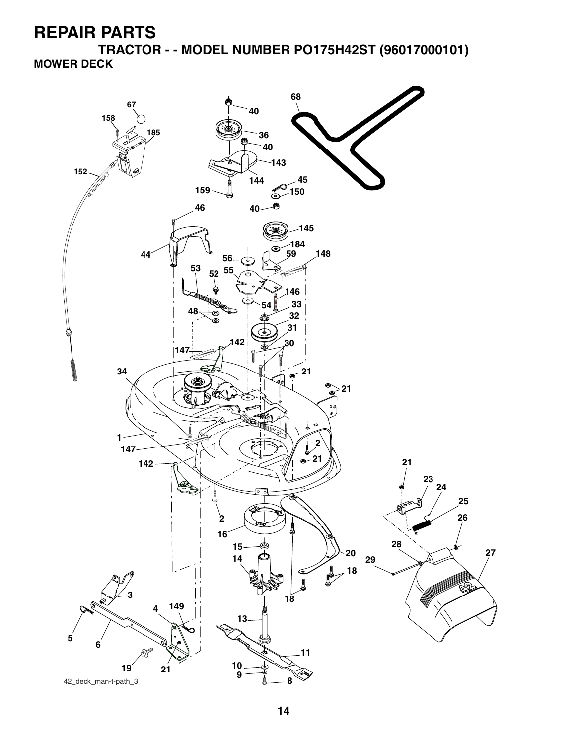# REPAIR PARTS

## TRACTOR - - MODEL NUMBER PO175H42ST (96017000101)

### MOWER DECK

42_deck_man-t-path_3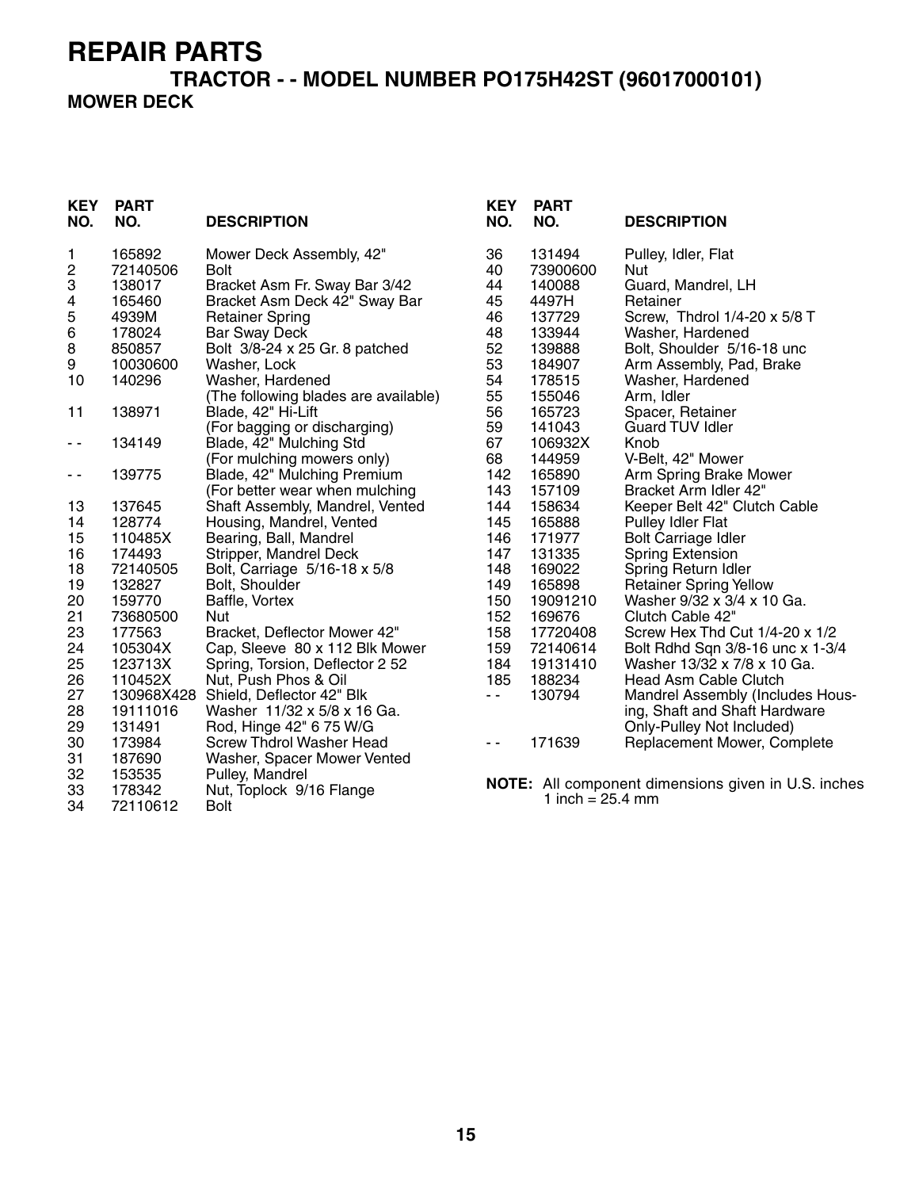# REPAIR PARTS

## TRACTOR - - MODEL NUMBER PO175H42ST (96017000101)

### MOWER DECK

| KEY NO. | PART NO. | DESCRIPTION |
|---|---|---|
| 1 | 165892 | Mower Deck Assembly, 42" |
| 2 | 72140506 | Bolt |
| 3 | 138017 | Bracket Asm Fr. Sway Bar 3/42 |
| 4 | 165460 | Bracket Asm Deck 42" Sway Bar |
| 5 | 4939M | Retainer Spring |
| 6 | 178024 | Bar Sway Deck |
| 8 | 850857 | Bolt 3/8-24 x 25 Gr. 8 patched |
| 9 | 10030600 | Washer, Lock |
| 10 | 140296 | Washer, Hardened |
| | | (The following blades are available) |
| 11 | 138971 | Blade, 42" Hi-Lift |
| | | (For bagging or discharging) |
| - - | 134149 | Blade, 42" Mulching Std |
| | | (For mulching mowers only) |
| - - | 139775 | Blade, 42" Mulching Premium |
| | | (For better wear when mulching |
| 13 | 137645 | Shaft Assembly, Mandrel, Vented |
| 14 | 128774 | Housing, Mandrel, Vented |
| 15 | 110485X | Bearing, Ball, Mandrel |
| 16 | 174493 | Stripper, Mandrel Deck |
| 18 | 72140505 | Bolt, Carriage 5/16-18 x 5/8 |
| 19 | 132827 | Bolt, Shoulder |
| 20 | 159770 | Baffle, Vortex |
| 21 | 73680500 | Nut |
| 23 | 177563 | Bracket, Deflector Mower 42" |
| 24 | 105304X | Cap, Sleeve 80 x 112 Blk Mower |
| 25 | 123713X | Spring, Torsion, Deflector 2 52 |
| 26 | 110452X | Nut, Push Phos & Oil |
| 27 | 130968X428 | Shield, Deflector 42" Blk |
| 28 | 19111016 | Washer 11/32 x 5/8 x 16 Ga. |
| 29 | 131491 | Rod, Hinge 42" 6 75 W/G |
| 30 | 173984 | Screw Thdrol Washer Head |
| 31 | 187690 | Washer, Spacer Mower Vented |
| 32 | 153535 | Pulley, Mandrel |
| 33 | 178342 | Nut, Toplock 9/16 Flange |
| 34 | 72110612 | Bolt |
| 36 | 131494 | Pulley, Idler, Flat |
| 40 | 73900600 | Nut |
| 44 | 140088 | Guard, Mandrel, LH |
| 45 | 4497H | Retainer |
| 46 | 137729 | Screw, Thdrol 1/4-20 x 5/8 T |
| 48 | 133944 | Washer, Hardened |
| 52 | 139888 | Bolt, Shoulder 5/16-18 unc |
| 53 | 184907 | Arm Assembly, Pad, Brake |
| 54 | 178515 | Washer, Hardened |
| 55 | 155046 | Arm, Idler |
| 56 | 165723 | Spacer, Retainer |
| 59 | 141043 | Guard TUV Idler |
| 67 | 106932X | Knob |
| 68 | 144959 | V-Belt, 42" Mower |
| 142 | 165890 | Arm Spring Brake Mower |
| 143 | 157109 | Bracket Arm Idler 42" |
| 144 | 158634 | Keeper Belt 42" Clutch Cable |
| 145 | 165888 | Pulley Idler Flat |
| 146 | 171977 | Bolt Carriage Idler |
| 147 | 131335 | Spring Extension |
| 148 | 169022 | Spring Return Idler |
| 149 | 165898 | Retainer Spring Yellow |
| 150 | 19091210 | Washer 9/32 x 3/4 x 10 Ga. |
| 152 | 169676 | Clutch Cable 42" |
| 158 | 17720408 | Screw Hex Thd Cut 1/4-20 x 1/2 |
| 159 | 72140614 | Bolt Rdhd Sqn 3/8-16 unc x 1-3/4 |
| 184 | 19131410 | Washer 13/32 x 7/8 x 10 Ga. |
| 185 | 188234 | Head Asm Cable Clutch |
| - - | 130794 | Mandrel Assembly (Includes Housing, Shaft and Shaft Hardware Only-Pulley Not Included) |
| - - | 171639 | Replacement Mower, Complete |

**NOTE:** All component dimensions given in U.S. inches
1 inch = 25.4 mm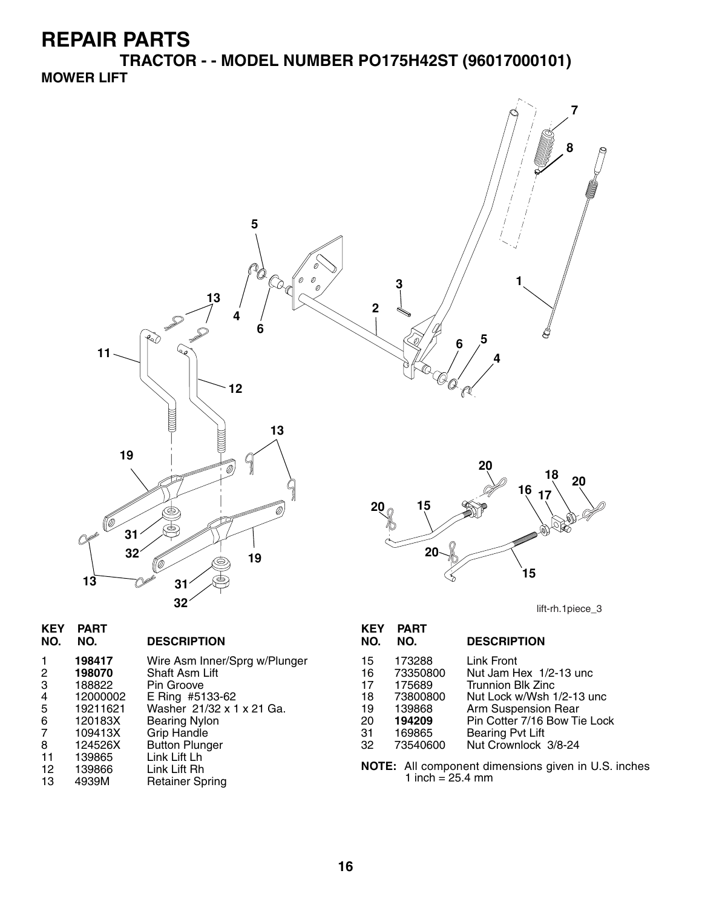# REPAIR PARTS

## TRACTOR - - MODEL NUMBER PO175H42ST (96017000101)

### MOWER LIFT

7
8
5
1
13
3
4
2
6
6
5
11
4
12
13
19
20
18
20
16
17
20
15
31
32
19
20
13
31
15
32

lift-rh.1piece_3

| KEY NO. | PART NO. | DESCRIPTION |
|---|---|---|
| 1 | **198417** | Wire Asm Inner/Sprg w/Plunger |
| 2 | **198070** | Shaft Asm Lift |
| 3 | 188822 | Pin Groove |
| 4 | 12000002 | E Ring #5133-62 |
| 5 | 19211621 | Washer 21/32 x 1 x 21 Ga. |
| 6 | 120183X | Bearing Nylon |
| 7 | 109413X | Grip Handle |
| 8 | 124526X | Button Plunger |
| 11 | 139865 | Link Lift Lh |
| 12 | 139866 | Link Lift Rh |
| 13 | 4939M | Retainer Spring |
| 15 | 173288 | Link Front |
| 16 | 73350800 | Nut Jam Hex 1/2-13 unc |
| 17 | 175689 | Trunnion Blk Zinc |
| 18 | 73800800 | Nut Lock w/Wsh 1/2-13 unc |
| 19 | 139868 | Arm Suspension Rear |
| 20 | **194209** | Pin Cotter 7/16 Bow Tie Lock |
| 31 | 169865 | Bearing Pvt Lift |
| 32 | 73540600 | Nut Crownlock 3/8-24 |

**NOTE:** All component dimensions given in U.S. inches
1 inch = 25.4 mm